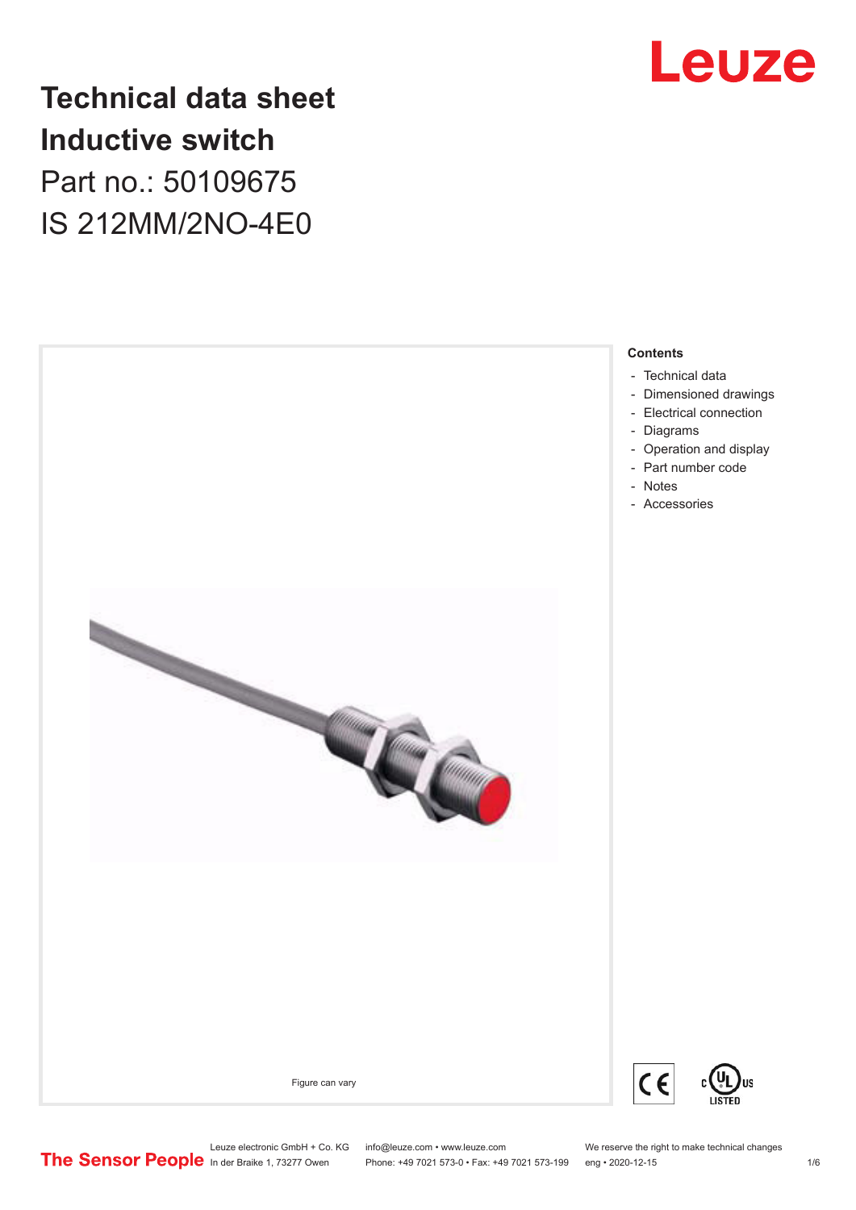# Technical data sheet
# Inductive switch

Part no.: 50109675

IS 212MM/2NO-4E0

Figure can vary

**Contents**

- Technical data
- Dimensioned drawings
- Electrical connection
- Diagrams
- Operation and display
- Part number code
- Notes
- Accessories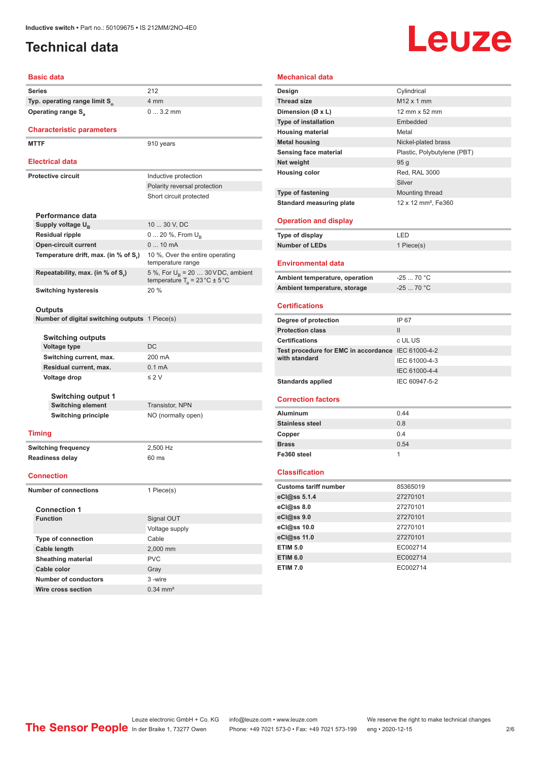# Technical data

## Basic data

| | |
|---|---|
| Series | 212 |
| Typ. operating range limit $S_n$ | 4 mm |
| Operating range $S_a$ | 0 ... 3.2 mm |

## Characteristic parameters

| | |
|---|---|
| MTTF | 910 years |

## Electrical data

| | |
|---|---|
| Protective circuit | Inductive protection |
| | Polarity reversal protection |
| | Short circuit protected |

### Performance data

| | |
|---|---|
| Supply voltage $U_B$ | 10 ... 30 V, DC |
| Residual ripple | 0 ... 20 %, From $U_B$ |
| Open-circuit current | 0 ... 10 mA |
| Temperature drift, max. (in % of $S_r$) | 10 %, Over the entire operating temperature range |
| Repeatability, max. (in % of $S_r$) | 5 %, For $U_B$ = 20 … 30 V DC, ambient temperature $T_a$ = 23 °C ± 5 °C |
| Switching hysteresis | 20 % |

### Outputs

| | |
|---|---|
| Number of digital switching outputs | 1 Piece(s) |

#### Switching outputs

| | |
|---|---|
| Voltage type | DC |
| Switching current, max. | 200 mA |
| Residual current, max. | 0.1 mA |
| Voltage drop | ≤ 2 V |

##### Switching output 1

| | |
|---|---|
| Switching element | Transistor, NPN |
| Switching principle | NO (normally open) |

## Timing

| | |
|---|---|
| Switching frequency | 2,500 Hz |
| Readiness delay | 60 ms |

## Connection

| | |
|---|---|
| Number of connections | 1 Piece(s) |

### Connection 1

| | |
|---|---|
| Function | Signal OUT |
| | Voltage supply |
| Type of connection | Cable |
| Cable length | 2,000 mm |
| Sheathing material | PVC |
| Cable color | Gray |
| Number of conductors | 3 -wire |
| Wire cross section | 0.34 mm² |

## Mechanical data

| | |
|---|---|
| Design | Cylindrical |
| Thread size | M12 x 1 mm |
| Dimension (Ø x L) | 12 mm x 52 mm |
| Type of installation | Embedded |
| Housing material | Metal |
| Metal housing | Nickel-plated brass |
| Sensing face material | Plastic, Polybutylene (PBT) |
| Net weight | 95 g |
| Housing color | Red, RAL 3000 |
| | Silver |
| Type of fastening | Mounting thread |
| Standard measuring plate | 12 x 12 mm², Fe360 |

## Operation and display

| | |
|---|---|
| Type of display | LED |
| Number of LEDs | 1 Piece(s) |

## Environmental data

| | |
|---|---|
| Ambient temperature, operation | -25 ... 70 °C |
| Ambient temperature, storage | -25 ... 70 °C |

## Certifications

| | |
|---|---|
| Degree of protection | IP 67 |
| Protection class | II |
| Certifications | c UL US |
| Test procedure for EMC in accordance with standard | IEC 61000-4-2 |
| | IEC 61000-4-3 |
| | IEC 61000-4-4 |
| Standards applied | IEC 60947-5-2 |

## Correction factors

| | |
|---|---|
| Aluminum | 0.44 |
| Stainless steel | 0.8 |
| Copper | 0.4 |
| Brass | 0.54 |
| Fe360 steel | 1 |

## Classification

| | |
|---|---|
| Customs tariff number | 85365019 |
| eCl@ss 5.1.4 | 27270101 |
| eCl@ss 8.0 | 27270101 |
| eCl@ss 9.0 | 27270101 |
| eCl@ss 10.0 | 27270101 |
| eCl@ss 11.0 | 27270101 |
| ETIM 5.0 | EC002714 |
| ETIM 6.0 | EC002714 |
| ETIM 7.0 | EC002714 |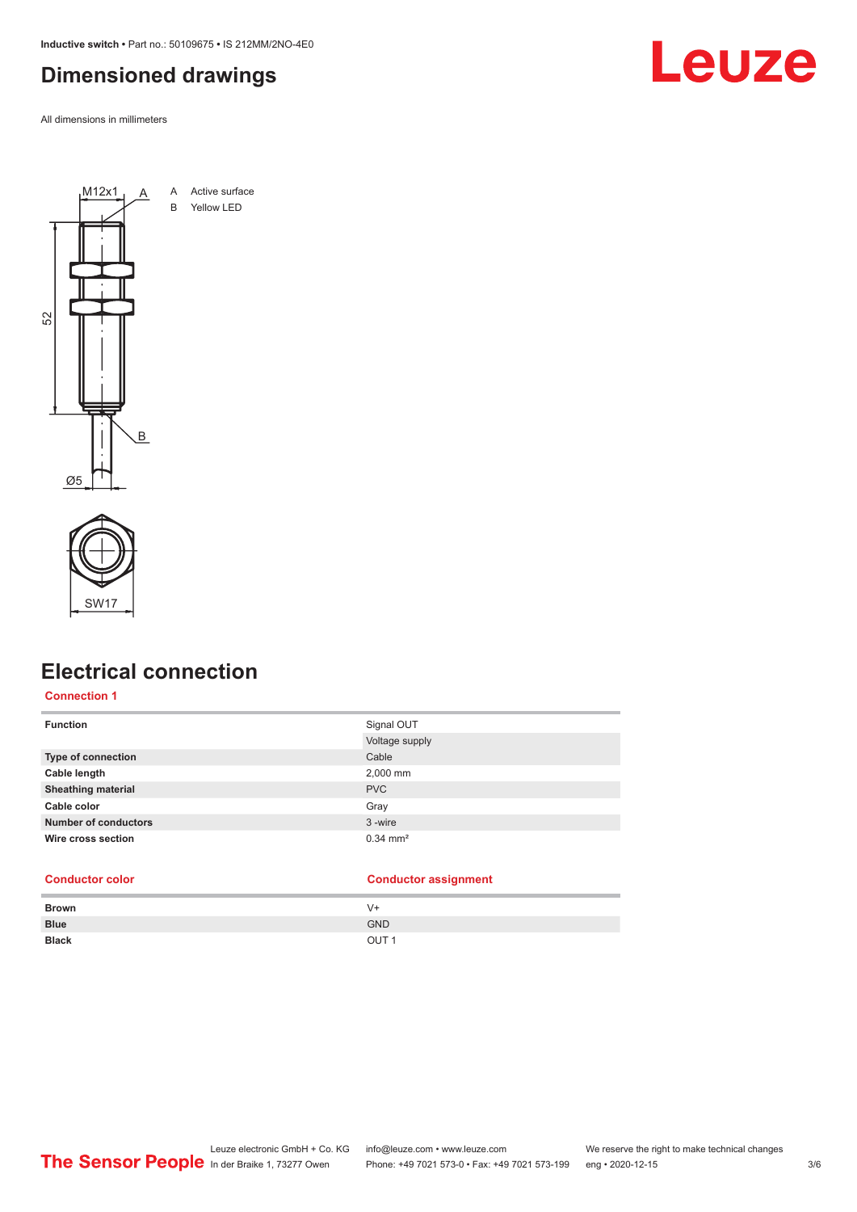# Dimensioned drawings

All dimensions in millimeters

A Active surface
B Yellow LED

# Electrical connection

## Connection 1

| | |
|---|---|
| **Function** | Signal OUT |
| | Voltage supply |
| **Type of connection** | Cable |
| **Cable length** | 2,000 mm |
| **Sheathing material** | PVC |
| **Cable color** | Gray |
| **Number of conductors** | 3 -wire |
| **Wire cross section** | 0.34 mm² |

| Conductor color | Conductor assignment |
|---|---|
| **Brown** | V+ |
| **Blue** | GND |
| **Black** | OUT 1 |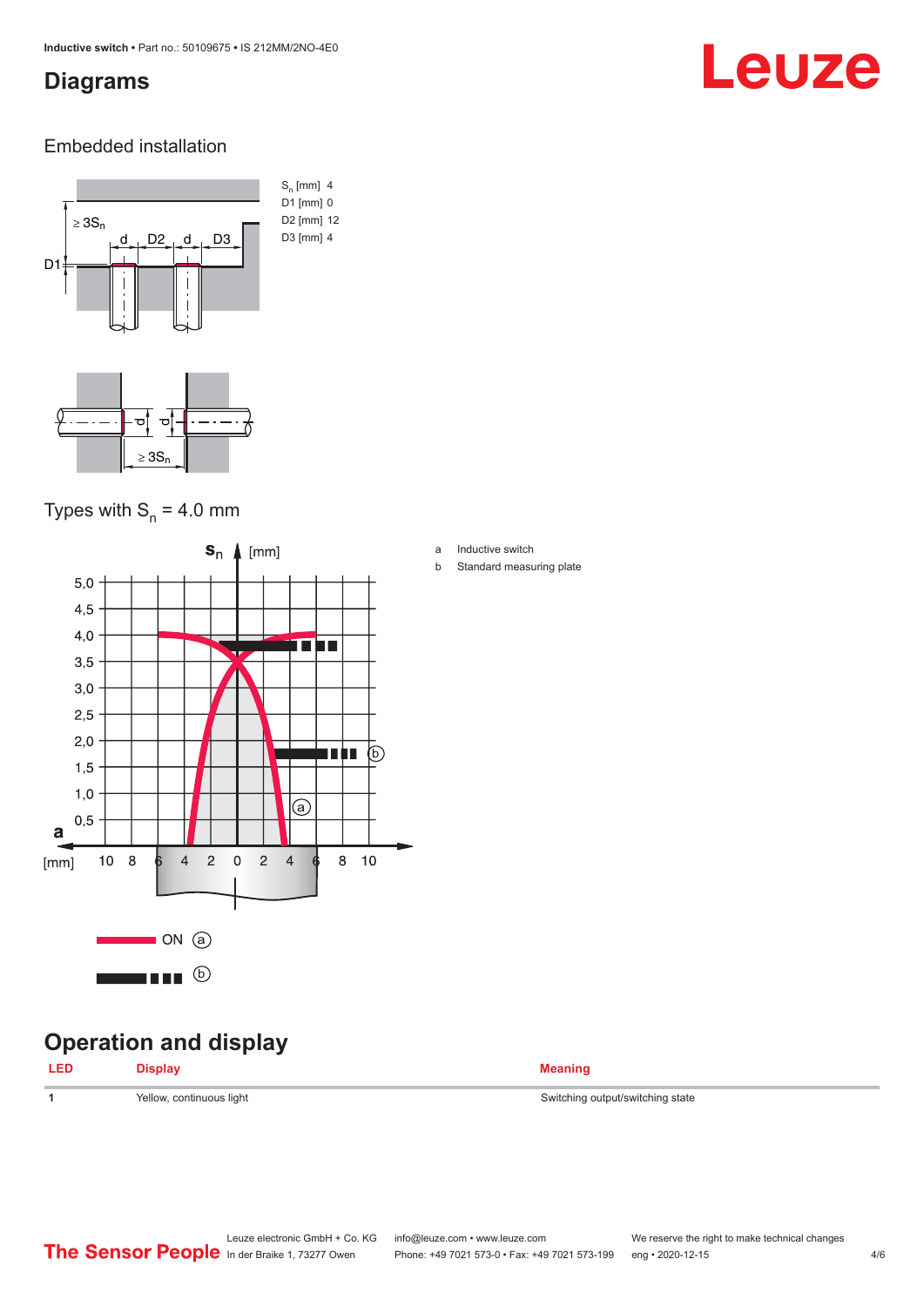## Diagrams

### Embedded installation

$S_n$ [mm] 4
D1 [mm] 0
D2 [mm] 12
D3 [mm] 4

### Types with $S_n$ = 4.0 mm

a Inductive switch
b Standard measuring plate

## Operation and display

| LED | Display | Meaning |
|---|---|---|
| 1 | Yellow, continuous light | Switching output/switching state |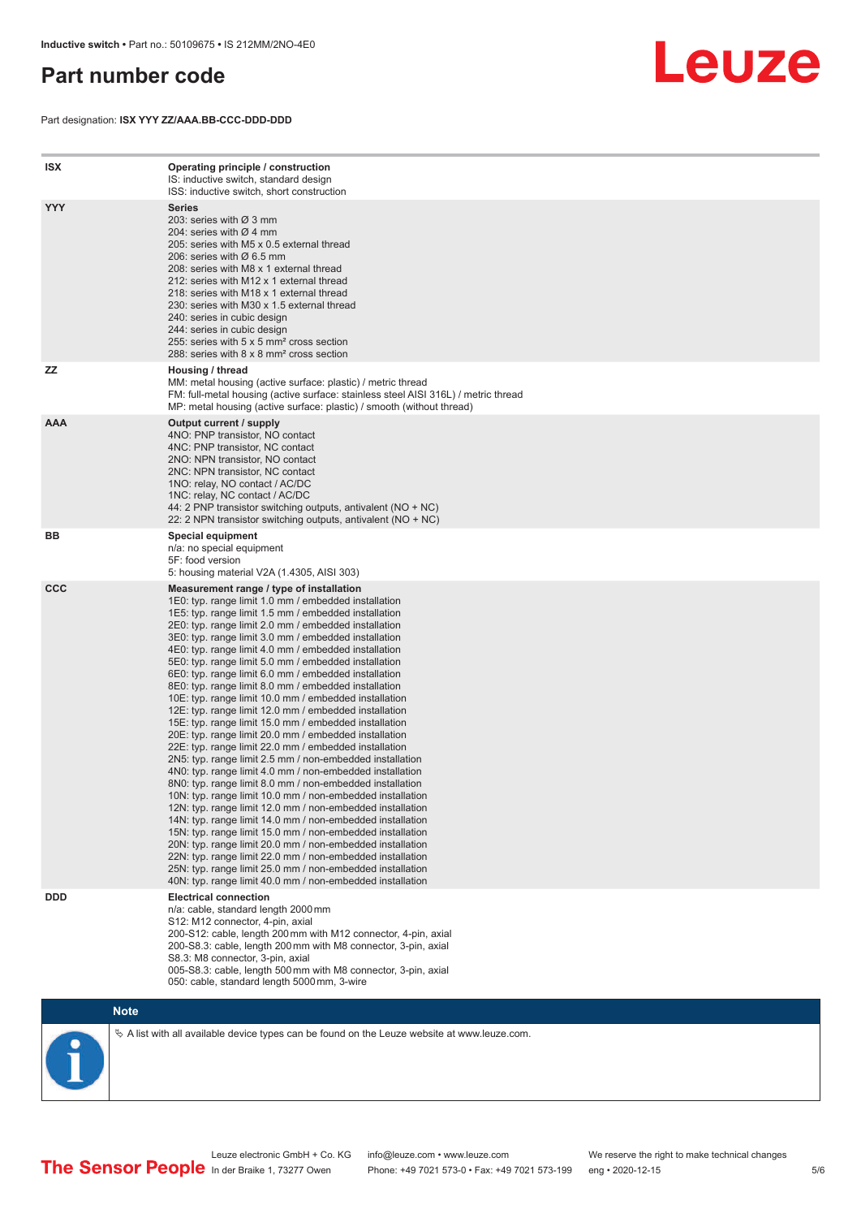# Part number code

Part designation: **ISX YYY ZZ/AAA.BB-CCC-DDD-DDD**

| | |
|---|---|
| **ISX** | **Operating principle / construction**<br>IS: inductive switch, standard design<br>ISS: inductive switch, short construction |
| **YYY** | **Series**<br>203: series with Ø 3 mm<br>204: series with Ø 4 mm<br>205: series with M5 x 0.5 external thread<br>206: series with Ø 6.5 mm<br>208: series with M8 x 1 external thread<br>212: series with M12 x 1 external thread<br>218: series with M18 x 1 external thread<br>230: series with M30 x 1.5 external thread<br>240: series in cubic design<br>244: series in cubic design<br>255: series with 5 x 5 mm² cross section<br>288: series with 8 x 8 mm² cross section |
| **ZZ** | **Housing / thread**<br>MM: metal housing (active surface: plastic) / metric thread<br>FM: full-metal housing (active surface: stainless steel AISI 316L) / metric thread<br>MP: metal housing (active surface: plastic) / smooth (without thread) |
| **AAA** | **Output current / supply**<br>4NO: PNP transistor, NO contact<br>4NC: PNP transistor, NC contact<br>2NO: NPN transistor, NO contact<br>2NC: NPN transistor, NC contact<br>1NO: relay, NO contact / AC/DC<br>1NC: relay, NC contact / AC/DC<br>44: 2 PNP transistor switching outputs, antivalent (NO + NC)<br>22: 2 NPN transistor switching outputs, antivalent (NO + NC) |
| **BB** | **Special equipment**<br>n/a: no special equipment<br>5F: food version<br>5: housing material V2A (1.4305, AISI 303) |
| **CCC** | **Measurement range / type of installation**<br>1E0: typ. range limit 1.0 mm / embedded installation<br>1E5: typ. range limit 1.5 mm / embedded installation<br>2E0: typ. range limit 2.0 mm / embedded installation<br>3E0: typ. range limit 3.0 mm / embedded installation<br>4E0: typ. range limit 4.0 mm / embedded installation<br>5E0: typ. range limit 5.0 mm / embedded installation<br>6E0: typ. range limit 6.0 mm / embedded installation<br>8E0: typ. range limit 8.0 mm / embedded installation<br>10E: typ. range limit 10.0 mm / embedded installation<br>12E: typ. range limit 12.0 mm / embedded installation<br>15E: typ. range limit 15.0 mm / embedded installation<br>20E: typ. range limit 20.0 mm / embedded installation<br>22E: typ. range limit 22.0 mm / embedded installation<br>2N5: typ. range limit 2.5 mm / non-embedded installation<br>4N0: typ. range limit 4.0 mm / non-embedded installation<br>8N0: typ. range limit 8.0 mm / non-embedded installation<br>10N: typ. range limit 10.0 mm / non-embedded installation<br>12N: typ. range limit 12.0 mm / non-embedded installation<br>14N: typ. range limit 14.0 mm / non-embedded installation<br>15N: typ. range limit 15.0 mm / non-embedded installation<br>20N: typ. range limit 20.0 mm / non-embedded installation<br>22N: typ. range limit 22.0 mm / non-embedded installation<br>25N: typ. range limit 25.0 mm / non-embedded installation<br>40N: typ. range limit 40.0 mm / non-embedded installation |
| **DDD** | **Electrical connection**<br>n/a: cable, standard length 2000 mm<br>S12: M12 connector, 4-pin, axial<br>200-S12: cable, length 200 mm with M12 connector, 4-pin, axial<br>200-S8.3: cable, length 200 mm with M8 connector, 3-pin, axial<br>S8.3: M8 connector, 3-pin, axial<br>005-S8.3: cable, length 500 mm with M8 connector, 3-pin, axial<br>050: cable, standard length 5000 mm, 3-wire |

**Note**

↻ A list with all available device types can be found on the Leuze website at www.leuze.com.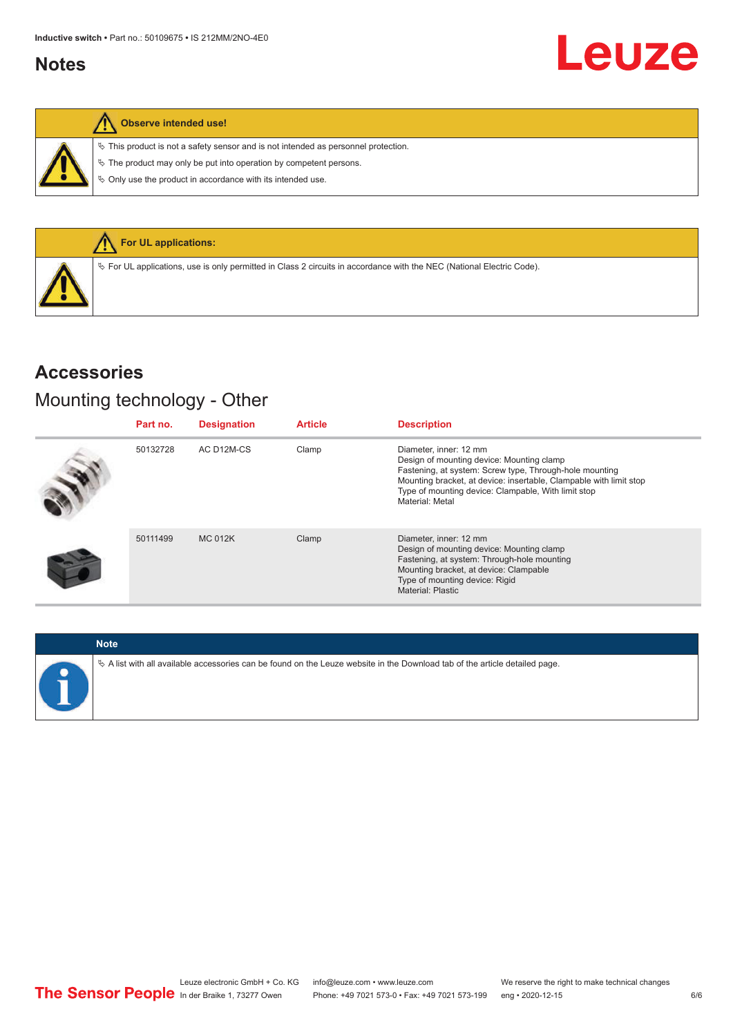## Notes

**Observe intended use!**

- This product is not a safety sensor and is not intended as personnel protection.
- The product may only be put into operation by competent persons.
- Only use the product in accordance with its intended use.

**For UL applications:**

- For UL applications, use is only permitted in Class 2 circuits in accordance with the NEC (National Electric Code).

## Accessories

### Mounting technology - Other

| Part no. | Designation | Article | Description |
|---|---|---|---|
| 50132728 | AC D12M-CS | Clamp | Diameter, inner: 12 mm<br>Design of mounting device: Mounting clamp<br>Fastening, at system: Screw type, Through-hole mounting<br>Mounting bracket, at device: insertable, Clampable with limit stop<br>Type of mounting device: Clampable, With limit stop<br>Material: Metal |
| 50111499 | MC 012K | Clamp | Diameter, inner: 12 mm<br>Design of mounting device: Mounting clamp<br>Fastening, at system: Through-hole mounting<br>Mounting bracket, at device: Clampable<br>Type of mounting device: Rigid<br>Material: Plastic |

**Note**

- A list with all available accessories can be found on the Leuze website in the Download tab of the article detailed page.